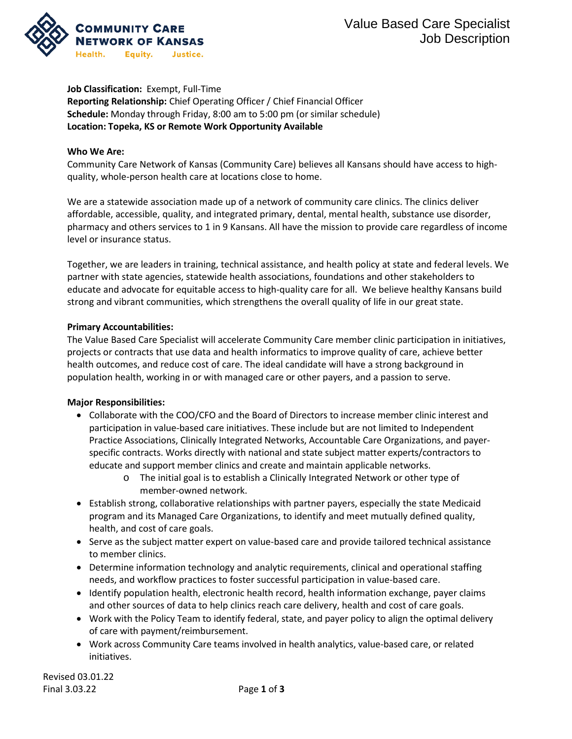COMMUNITY CARE NETWORK OF KANSAS
Health. Equity. Justice.

# Value Based Care Specialist Job Description

**Job Classification:** Exempt, Full-Time
**Reporting Relationship:** Chief Operating Officer / Chief Financial Officer
**Schedule:** Monday through Friday, 8:00 am to 5:00 pm (or similar schedule)
**Location: Topeka, KS or Remote Work Opportunity Available**

**Who We Are:**
Community Care Network of Kansas (Community Care) believes all Kansans should have access to high-quality, whole-person health care at locations close to home.

We are a statewide association made up of a network of community care clinics. The clinics deliver affordable, accessible, quality, and integrated primary, dental, mental health, substance use disorder, pharmacy and others services to 1 in 9 Kansans. All have the mission to provide care regardless of income level or insurance status.

Together, we are leaders in training, technical assistance, and health policy at state and federal levels. We partner with state agencies, statewide health associations, foundations and other stakeholders to educate and advocate for equitable access to high-quality care for all. We believe healthy Kansans build strong and vibrant communities, which strengthens the overall quality of life in our great state.

**Primary Accountabilities:**
The Value Based Care Specialist will accelerate Community Care member clinic participation in initiatives, projects or contracts that use data and health informatics to improve quality of care, achieve better health outcomes, and reduce cost of care. The ideal candidate will have a strong background in population health, working in or with managed care or other payers, and a passion to serve.

**Major Responsibilities:**

- Collaborate with the COO/CFO and the Board of Directors to increase member clinic interest and participation in value-based care initiatives. These include but are not limited to Independent Practice Associations, Clinically Integrated Networks, Accountable Care Organizations, and payer-specific contracts. Works directly with national and state subject matter experts/contractors to educate and support member clinics and create and maintain applicable networks.
    - The initial goal is to establish a Clinically Integrated Network or other type of member-owned network.
- Establish strong, collaborative relationships with partner payers, especially the state Medicaid program and its Managed Care Organizations, to identify and meet mutually defined quality, health, and cost of care goals.
- Serve as the subject matter expert on value-based care and provide tailored technical assistance to member clinics.
- Determine information technology and analytic requirements, clinical and operational staffing needs, and workflow practices to foster successful participation in value-based care.
- Identify population health, electronic health record, health information exchange, payer claims and other sources of data to help clinics reach care delivery, health and cost of care goals.
- Work with the Policy Team to identify federal, state, and payer policy to align the optimal delivery of care with payment/reimbursement.
- Work across Community Care teams involved in health analytics, value-based care, or related initiatives.

Revised 03.01.22
Final 3.03.22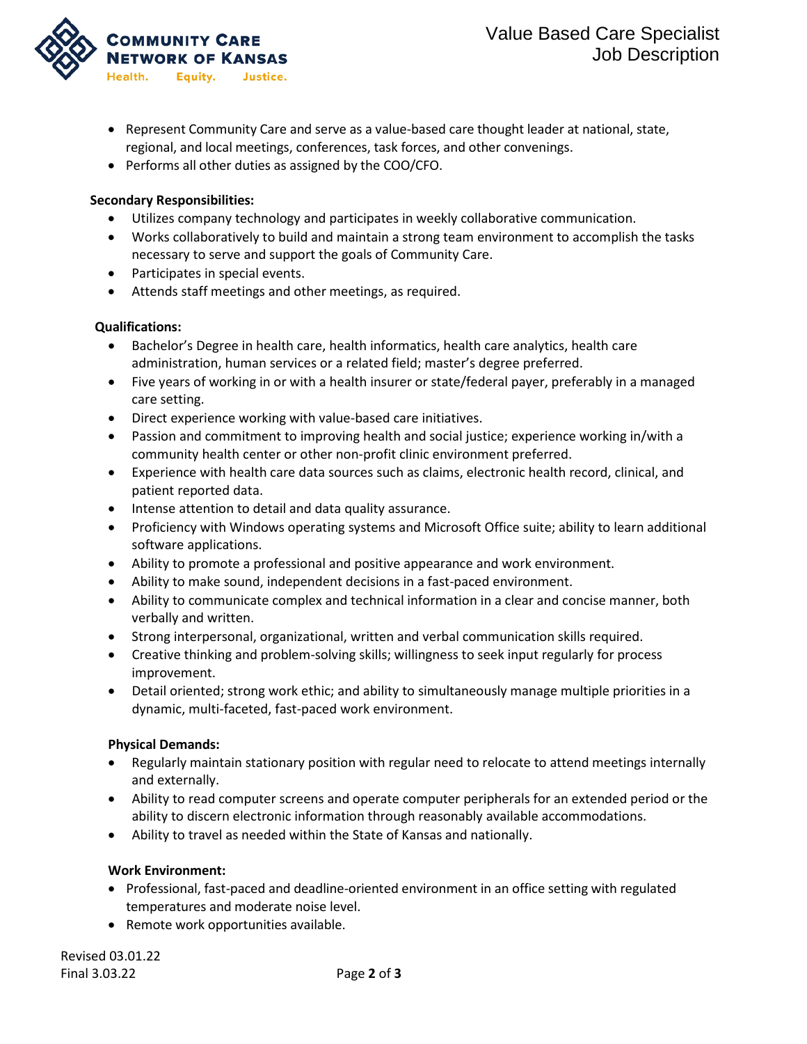- Represent Community Care and serve as a value-based care thought leader at national, state, regional, and local meetings, conferences, task forces, and other convenings.
- Performs all other duties as assigned by the COO/CFO.

**Secondary Responsibilities:**

- Utilizes company technology and participates in weekly collaborative communication.
- Works collaboratively to build and maintain a strong team environment to accomplish the tasks necessary to serve and support the goals of Community Care.
- Participates in special events.
- Attends staff meetings and other meetings, as required.

**Qualifications:**

- Bachelor's Degree in health care, health informatics, health care analytics, health care administration, human services or a related field; master's degree preferred.
- Five years of working in or with a health insurer or state/federal payer, preferably in a managed care setting.
- Direct experience working with value-based care initiatives.
- Passion and commitment to improving health and social justice; experience working in/with a community health center or other non-profit clinic environment preferred.
- Experience with health care data sources such as claims, electronic health record, clinical, and patient reported data.
- Intense attention to detail and data quality assurance.
- Proficiency with Windows operating systems and Microsoft Office suite; ability to learn additional software applications.
- Ability to promote a professional and positive appearance and work environment.
- Ability to make sound, independent decisions in a fast-paced environment.
- Ability to communicate complex and technical information in a clear and concise manner, both verbally and written.
- Strong interpersonal, organizational, written and verbal communication skills required.
- Creative thinking and problem-solving skills; willingness to seek input regularly for process improvement.
- Detail oriented; strong work ethic; and ability to simultaneously manage multiple priorities in a dynamic, multi-faceted, fast-paced work environment.

**Physical Demands:**

- Regularly maintain stationary position with regular need to relocate to attend meetings internally and externally.
- Ability to read computer screens and operate computer peripherals for an extended period or the ability to discern electronic information through reasonably available accommodations.
- Ability to travel as needed within the State of Kansas and nationally.

**Work Environment:**

- Professional, fast-paced and deadline-oriented environment in an office setting with regulated temperatures and moderate noise level.
- Remote work opportunities available.

Revised 03.01.22
Final 3.03.22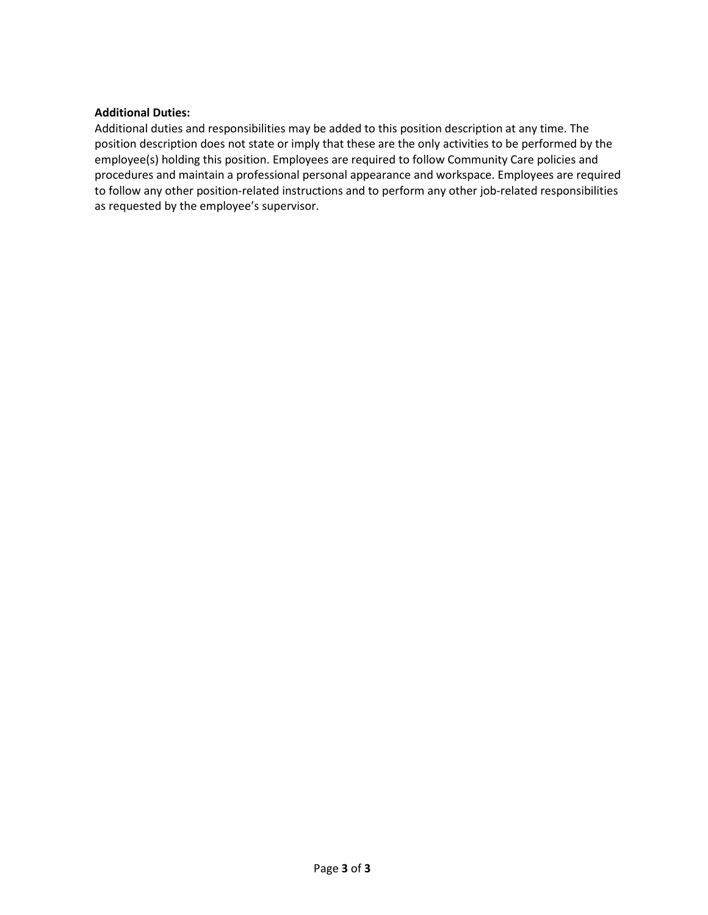**Additional Duties:**

Additional duties and responsibilities may be added to this position description at any time. The position description does not state or imply that these are the only activities to be performed by the employee(s) holding this position. Employees are required to follow Community Care policies and procedures and maintain a professional personal appearance and workspace. Employees are required to follow any other position-related instructions and to perform any other job-related responsibilities as requested by the employee's supervisor.